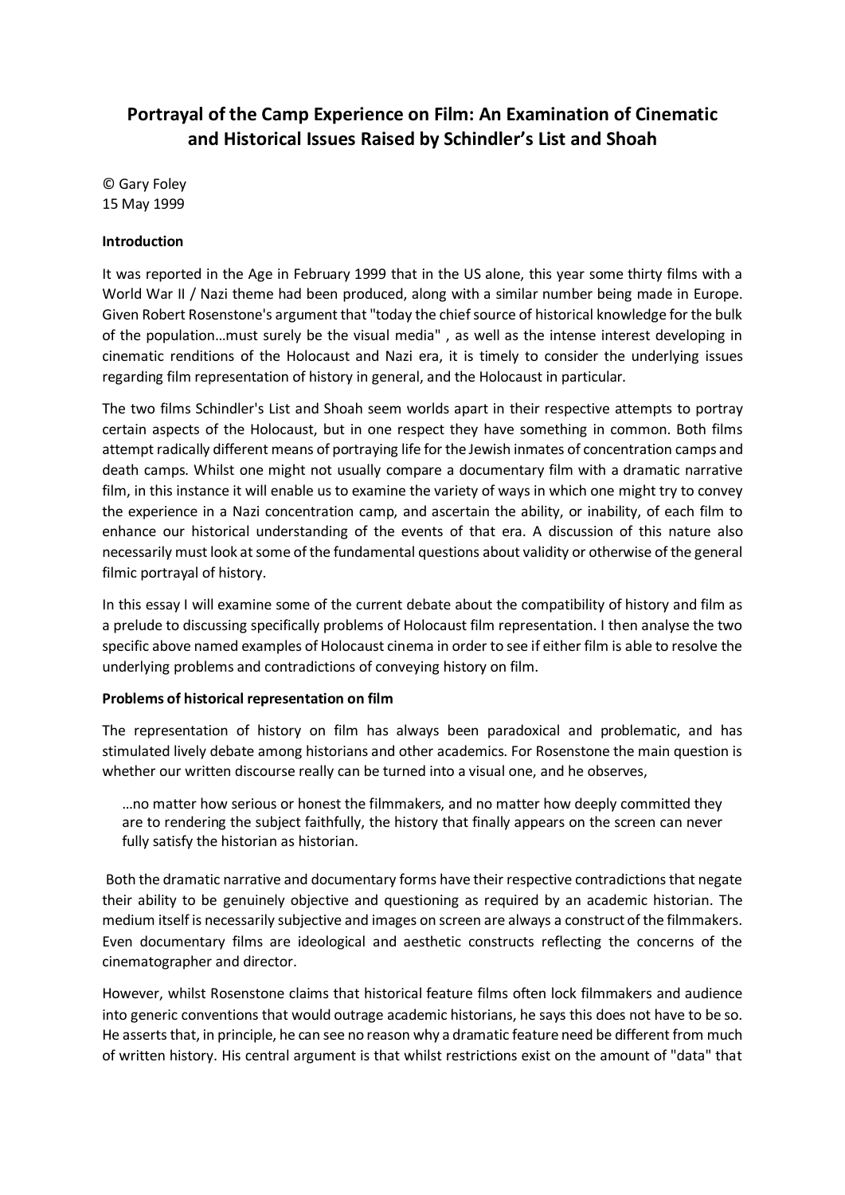# Portrayal of the Camp Experience on Film: An Examination of Cinematic and Historical Issues Raised by Schindler's List and Shoah

© Gary Foley
15 May 1999

**Introduction**

It was reported in the Age in February 1999 that in the US alone, this year some thirty films with a World War II / Nazi theme had been produced, along with a similar number being made in Europe. Given Robert Rosenstone's argument that "today the chief source of historical knowledge for the bulk of the population…must surely be the visual media" , as well as the intense interest developing in cinematic renditions of the Holocaust and Nazi era, it is timely to consider the underlying issues regarding film representation of history in general, and the Holocaust in particular.

The two films Schindler's List and Shoah seem worlds apart in their respective attempts to portray certain aspects of the Holocaust, but in one respect they have something in common. Both films attempt radically different means of portraying life for the Jewish inmates of concentration camps and death camps. Whilst one might not usually compare a documentary film with a dramatic narrative film, in this instance it will enable us to examine the variety of ways in which one might try to convey the experience in a Nazi concentration camp, and ascertain the ability, or inability, of each film to enhance our historical understanding of the events of that era. A discussion of this nature also necessarily must look at some of the fundamental questions about validity or otherwise of the general filmic portrayal of history.

In this essay I will examine some of the current debate about the compatibility of history and film as a prelude to discussing specifically problems of Holocaust film representation. I then analyse the two specific above named examples of Holocaust cinema in order to see if either film is able to resolve the underlying problems and contradictions of conveying history on film.

**Problems of historical representation on film**

The representation of history on film has always been paradoxical and problematic, and has stimulated lively debate among historians and other academics. For Rosenstone the main question is whether our written discourse really can be turned into a visual one, and he observes,

> …no matter how serious or honest the filmmakers, and no matter how deeply committed they are to rendering the subject faithfully, the history that finally appears on the screen can never fully satisfy the historian as historian.

Both the dramatic narrative and documentary forms have their respective contradictions that negate their ability to be genuinely objective and questioning as required by an academic historian. The medium itself is necessarily subjective and images on screen are always a construct of the filmmakers. Even documentary films are ideological and aesthetic constructs reflecting the concerns of the cinematographer and director.

However, whilst Rosenstone claims that historical feature films often lock filmmakers and audience into generic conventions that would outrage academic historians, he says this does not have to be so. He asserts that, in principle, he can see no reason why a dramatic feature need be different from much of written history. His central argument is that whilst restrictions exist on the amount of "data" that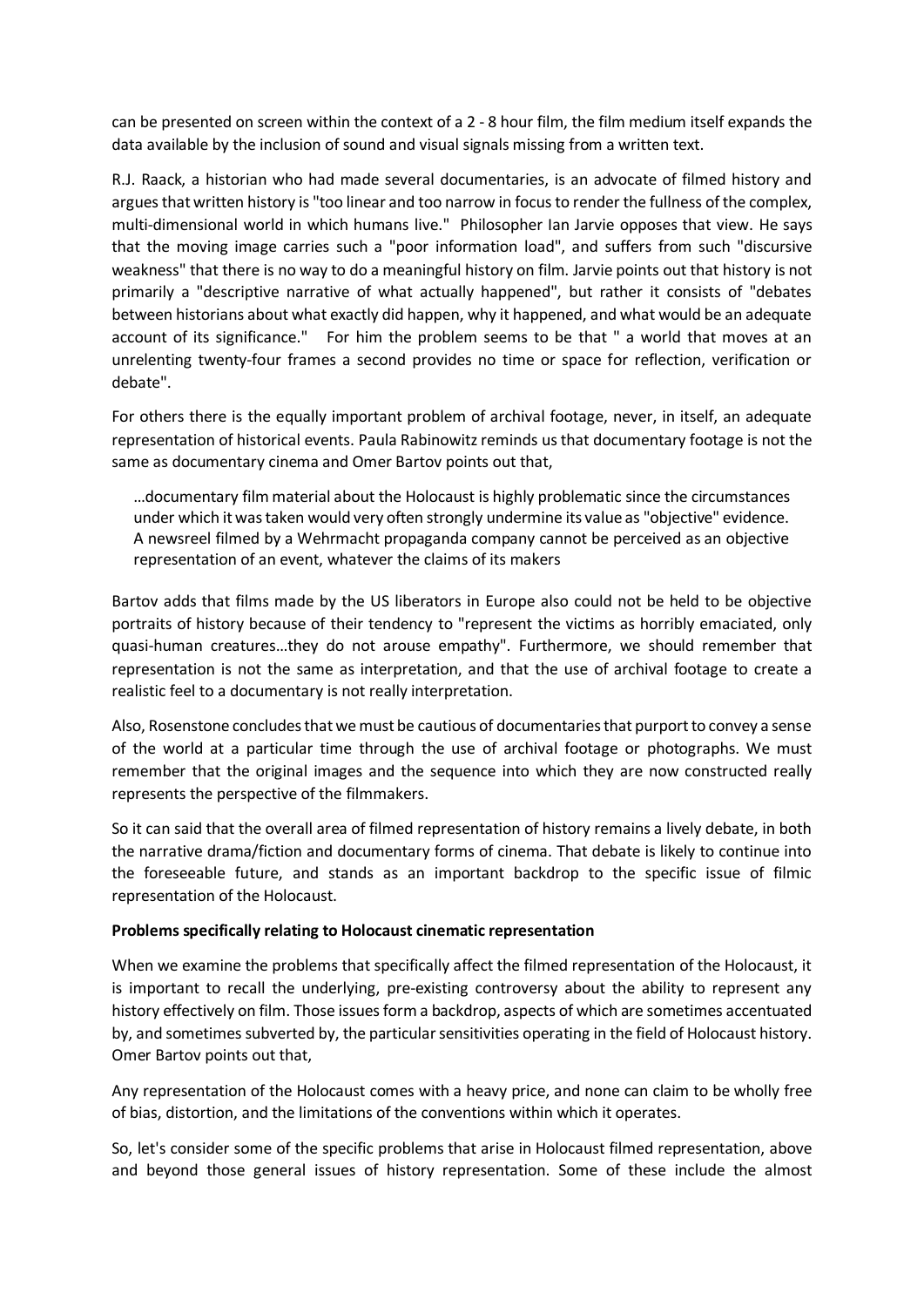can be presented on screen within the context of a 2 - 8 hour film, the film medium itself expands the data available by the inclusion of sound and visual signals missing from a written text.

R.J. Raack, a historian who had made several documentaries, is an advocate of filmed history and argues that written history is "too linear and too narrow in focus to render the fullness of the complex, multi-dimensional world in which humans live." Philosopher Ian Jarvie opposes that view. He says that the moving image carries such a "poor information load", and suffers from such "discursive weakness" that there is no way to do a meaningful history on film. Jarvie points out that history is not primarily a "descriptive narrative of what actually happened", but rather it consists of "debates between historians about what exactly did happen, why it happened, and what would be an adequate account of its significance." For him the problem seems to be that " a world that moves at an unrelenting twenty-four frames a second provides no time or space for reflection, verification or debate".

For others there is the equally important problem of archival footage, never, in itself, an adequate representation of historical events. Paula Rabinowitz reminds us that documentary footage is not the same as documentary cinema and Omer Bartov points out that,

> …documentary film material about the Holocaust is highly problematic since the circumstances under which it was taken would very often strongly undermine its value as "objective" evidence. A newsreel filmed by a Wehrmacht propaganda company cannot be perceived as an objective representation of an event, whatever the claims of its makers

Bartov adds that films made by the US liberators in Europe also could not be held to be objective portraits of history because of their tendency to "represent the victims as horribly emaciated, only quasi-human creatures…they do not arouse empathy". Furthermore, we should remember that representation is not the same as interpretation, and that the use of archival footage to create a realistic feel to a documentary is not really interpretation.

Also, Rosenstone concludes that we must be cautious of documentaries that purport to convey a sense of the world at a particular time through the use of archival footage or photographs. We must remember that the original images and the sequence into which they are now constructed really represents the perspective of the filmmakers.

So it can said that the overall area of filmed representation of history remains a lively debate, in both the narrative drama/fiction and documentary forms of cinema. That debate is likely to continue into the foreseeable future, and stands as an important backdrop to the specific issue of filmic representation of the Holocaust.

**Problems specifically relating to Holocaust cinematic representation**

When we examine the problems that specifically affect the filmed representation of the Holocaust, it is important to recall the underlying, pre-existing controversy about the ability to represent any history effectively on film. Those issues form a backdrop, aspects of which are sometimes accentuated by, and sometimes subverted by, the particular sensitivities operating in the field of Holocaust history. Omer Bartov points out that,

Any representation of the Holocaust comes with a heavy price, and none can claim to be wholly free of bias, distortion, and the limitations of the conventions within which it operates.

So, let's consider some of the specific problems that arise in Holocaust filmed representation, above and beyond those general issues of history representation. Some of these include the almost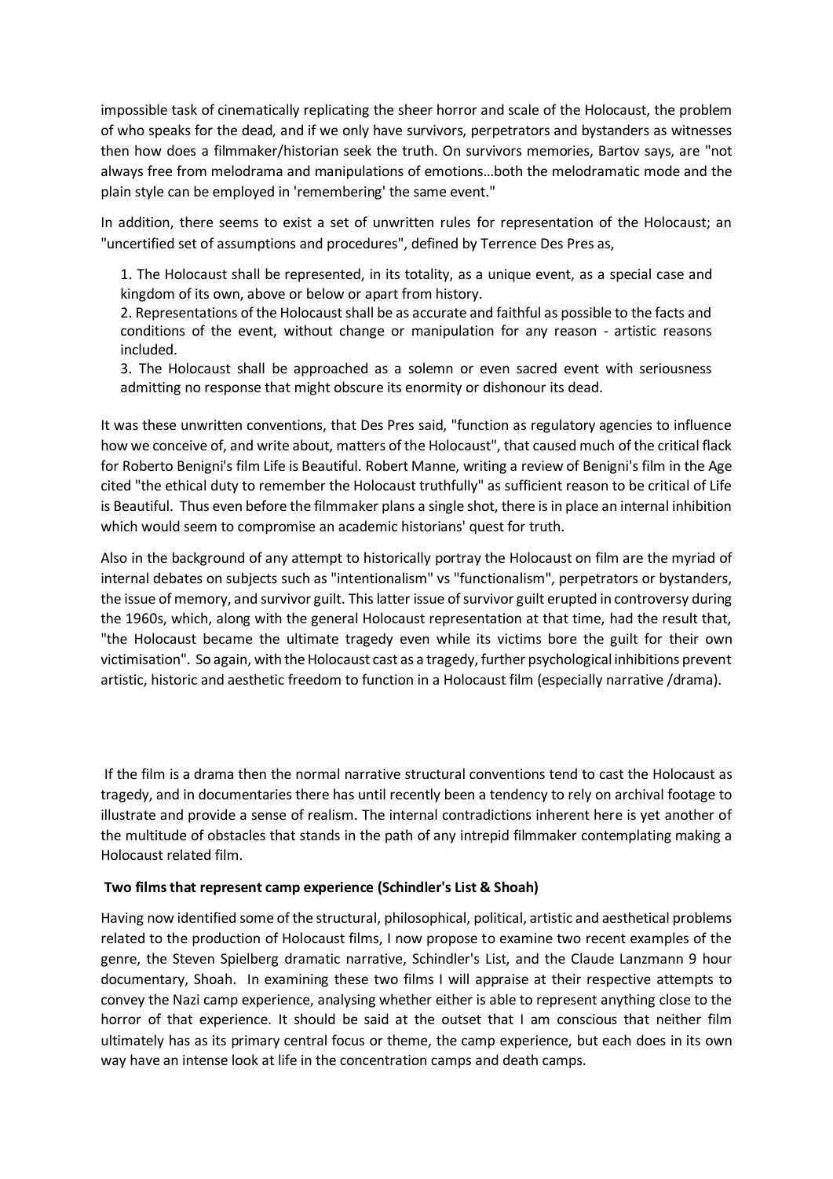impossible task of cinematically replicating the sheer horror and scale of the Holocaust, the problem of who speaks for the dead, and if we only have survivors, perpetrators and bystanders as witnesses then how does a filmmaker/historian seek the truth. On survivors memories, Bartov says, are "not always free from melodrama and manipulations of emotions…both the melodramatic mode and the plain style can be employed in 'remembering' the same event."

In addition, there seems to exist a set of unwritten rules for representation of the Holocaust; an "uncertified set of assumptions and procedures", defined by Terrence Des Pres as,

1. The Holocaust shall be represented, in its totality, as a unique event, as a special case and kingdom of its own, above or below or apart from history.
2. Representations of the Holocaust shall be as accurate and faithful as possible to the facts and conditions of the event, without change or manipulation for any reason - artistic reasons included.
3. The Holocaust shall be approached as a solemn or even sacred event with seriousness admitting no response that might obscure its enormity or dishonour its dead.

It was these unwritten conventions, that Des Pres said, "function as regulatory agencies to influence how we conceive of, and write about, matters of the Holocaust", that caused much of the critical flack for Roberto Benigni's film Life is Beautiful. Robert Manne, writing a review of Benigni's film in the Age cited "the ethical duty to remember the Holocaust truthfully" as sufficient reason to be critical of Life is Beautiful. Thus even before the filmmaker plans a single shot, there is in place an internal inhibition which would seem to compromise an academic historians' quest for truth.

Also in the background of any attempt to historically portray the Holocaust on film are the myriad of internal debates on subjects such as "intentionalism" vs "functionalism", perpetrators or bystanders, the issue of memory, and survivor guilt. This latter issue of survivor guilt erupted in controversy during the 1960s, which, along with the general Holocaust representation at that time, had the result that, "the Holocaust became the ultimate tragedy even while its victims bore the guilt for their own victimisation". So again, with the Holocaust cast as a tragedy, further psychological inhibitions prevent artistic, historic and aesthetic freedom to function in a Holocaust film (especially narrative /drama).

If the film is a drama then the normal narrative structural conventions tend to cast the Holocaust as tragedy, and in documentaries there has until recently been a tendency to rely on archival footage to illustrate and provide a sense of realism. The internal contradictions inherent here is yet another of the multitude of obstacles that stands in the path of any intrepid filmmaker contemplating making a Holocaust related film.

**Two films that represent camp experience (Schindler's List & Shoah)**

Having now identified some of the structural, philosophical, political, artistic and aesthetical problems related to the production of Holocaust films, I now propose to examine two recent examples of the genre, the Steven Spielberg dramatic narrative, Schindler's List, and the Claude Lanzmann 9 hour documentary, Shoah. In examining these two films I will appraise at their respective attempts to convey the Nazi camp experience, analysing whether either is able to represent anything close to the horror of that experience. It should be said at the outset that I am conscious that neither film ultimately has as its primary central focus or theme, the camp experience, but each does in its own way have an intense look at life in the concentration camps and death camps.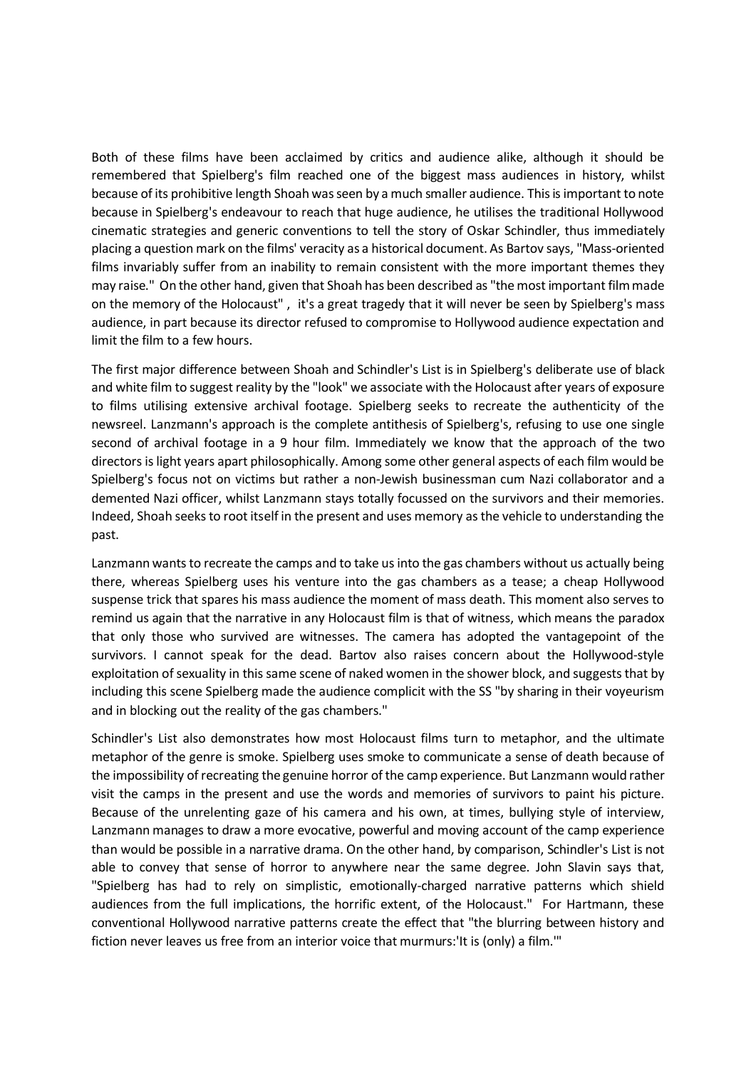Both of these films have been acclaimed by critics and audience alike, although it should be remembered that Spielberg's film reached one of the biggest mass audiences in history, whilst because of its prohibitive length Shoah was seen by a much smaller audience. This is important to note because in Spielberg's endeavour to reach that huge audience, he utilises the traditional Hollywood cinematic strategies and generic conventions to tell the story of Oskar Schindler, thus immediately placing a question mark on the films' veracity as a historical document. As Bartov says, "Mass-oriented films invariably suffer from an inability to remain consistent with the more important themes they may raise." On the other hand, given that Shoah has been described as "the most important film made on the memory of the Holocaust" , it's a great tragedy that it will never be seen by Spielberg's mass audience, in part because its director refused to compromise to Hollywood audience expectation and limit the film to a few hours.

The first major difference between Shoah and Schindler's List is in Spielberg's deliberate use of black and white film to suggest reality by the "look" we associate with the Holocaust after years of exposure to films utilising extensive archival footage. Spielberg seeks to recreate the authenticity of the newsreel. Lanzmann's approach is the complete antithesis of Spielberg's, refusing to use one single second of archival footage in a 9 hour film. Immediately we know that the approach of the two directors is light years apart philosophically. Among some other general aspects of each film would be Spielberg's focus not on victims but rather a non-Jewish businessman cum Nazi collaborator and a demented Nazi officer, whilst Lanzmann stays totally focussed on the survivors and their memories. Indeed, Shoah seeks to root itself in the present and uses memory as the vehicle to understanding the past.

Lanzmann wants to recreate the camps and to take us into the gas chambers without us actually being there, whereas Spielberg uses his venture into the gas chambers as a tease; a cheap Hollywood suspense trick that spares his mass audience the moment of mass death. This moment also serves to remind us again that the narrative in any Holocaust film is that of witness, which means the paradox that only those who survived are witnesses. The camera has adopted the vantagepoint of the survivors. I cannot speak for the dead. Bartov also raises concern about the Hollywood-style exploitation of sexuality in this same scene of naked women in the shower block, and suggests that by including this scene Spielberg made the audience complicit with the SS "by sharing in their voyeurism and in blocking out the reality of the gas chambers."

Schindler's List also demonstrates how most Holocaust films turn to metaphor, and the ultimate metaphor of the genre is smoke. Spielberg uses smoke to communicate a sense of death because of the impossibility of recreating the genuine horror of the camp experience. But Lanzmann would rather visit the camps in the present and use the words and memories of survivors to paint his picture. Because of the unrelenting gaze of his camera and his own, at times, bullying style of interview, Lanzmann manages to draw a more evocative, powerful and moving account of the camp experience than would be possible in a narrative drama. On the other hand, by comparison, Schindler's List is not able to convey that sense of horror to anywhere near the same degree. John Slavin says that, "Spielberg has had to rely on simplistic, emotionally-charged narrative patterns which shield audiences from the full implications, the horrific extent, of the Holocaust." For Hartmann, these conventional Hollywood narrative patterns create the effect that "the blurring between history and fiction never leaves us free from an interior voice that murmurs:'It is (only) a film.'"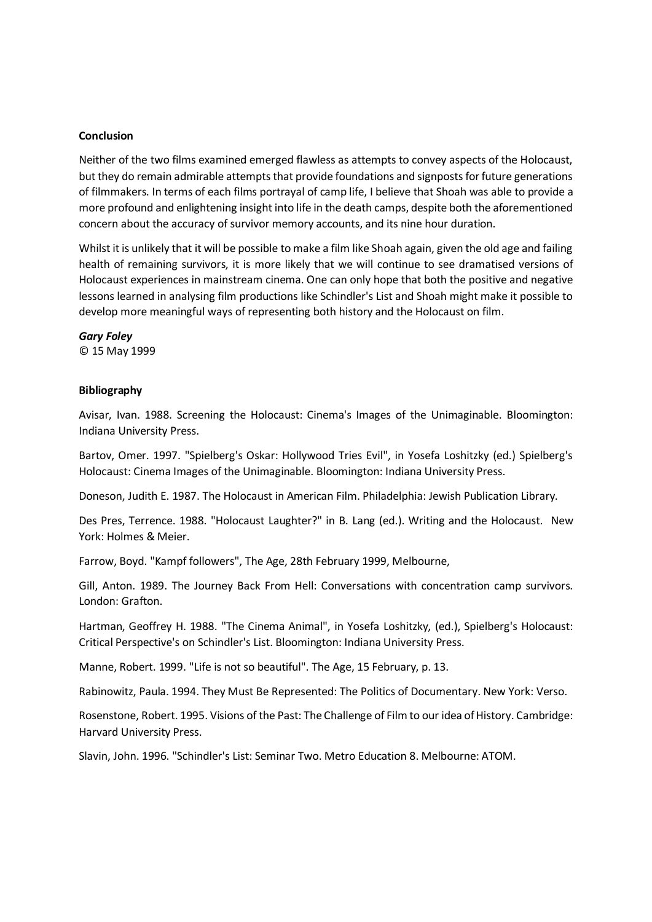**Conclusion**

Neither of the two films examined emerged flawless as attempts to convey aspects of the Holocaust, but they do remain admirable attempts that provide foundations and signposts for future generations of filmmakers. In terms of each films portrayal of camp life, I believe that Shoah was able to provide a more profound and enlightening insight into life in the death camps, despite both the aforementioned concern about the accuracy of survivor memory accounts, and its nine hour duration.

Whilst it is unlikely that it will be possible to make a film like Shoah again, given the old age and failing health of remaining survivors, it is more likely that we will continue to see dramatised versions of Holocaust experiences in mainstream cinema. One can only hope that both the positive and negative lessons learned in analysing film productions like Schindler's List and Shoah might make it possible to develop more meaningful ways of representing both history and the Holocaust on film.

***Gary Foley***
© 15 May 1999

**Bibliography**

Avisar, Ivan. 1988. Screening the Holocaust: Cinema's Images of the Unimaginable. Bloomington: Indiana University Press.

Bartov, Omer. 1997. "Spielberg's Oskar: Hollywood Tries Evil", in Yosefa Loshitzky (ed.) Spielberg's Holocaust: Cinema Images of the Unimaginable. Bloomington: Indiana University Press.

Doneson, Judith E. 1987. The Holocaust in American Film. Philadelphia: Jewish Publication Library.

Des Pres, Terrence. 1988. "Holocaust Laughter?" in B. Lang (ed.). Writing and the Holocaust. New York: Holmes & Meier.

Farrow, Boyd. "Kampf followers", The Age, 28th February 1999, Melbourne,

Gill, Anton. 1989. The Journey Back From Hell: Conversations with concentration camp survivors. London: Grafton.

Hartman, Geoffrey H. 1988. "The Cinema Animal", in Yosefa Loshitzky, (ed.), Spielberg's Holocaust: Critical Perspective's on Schindler's List. Bloomington: Indiana University Press.

Manne, Robert. 1999. "Life is not so beautiful". The Age, 15 February, p. 13.

Rabinowitz, Paula. 1994. They Must Be Represented: The Politics of Documentary. New York: Verso.

Rosenstone, Robert. 1995. Visions of the Past: The Challenge of Film to our idea of History. Cambridge: Harvard University Press.

Slavin, John. 1996. "Schindler's List: Seminar Two. Metro Education 8. Melbourne: ATOM.